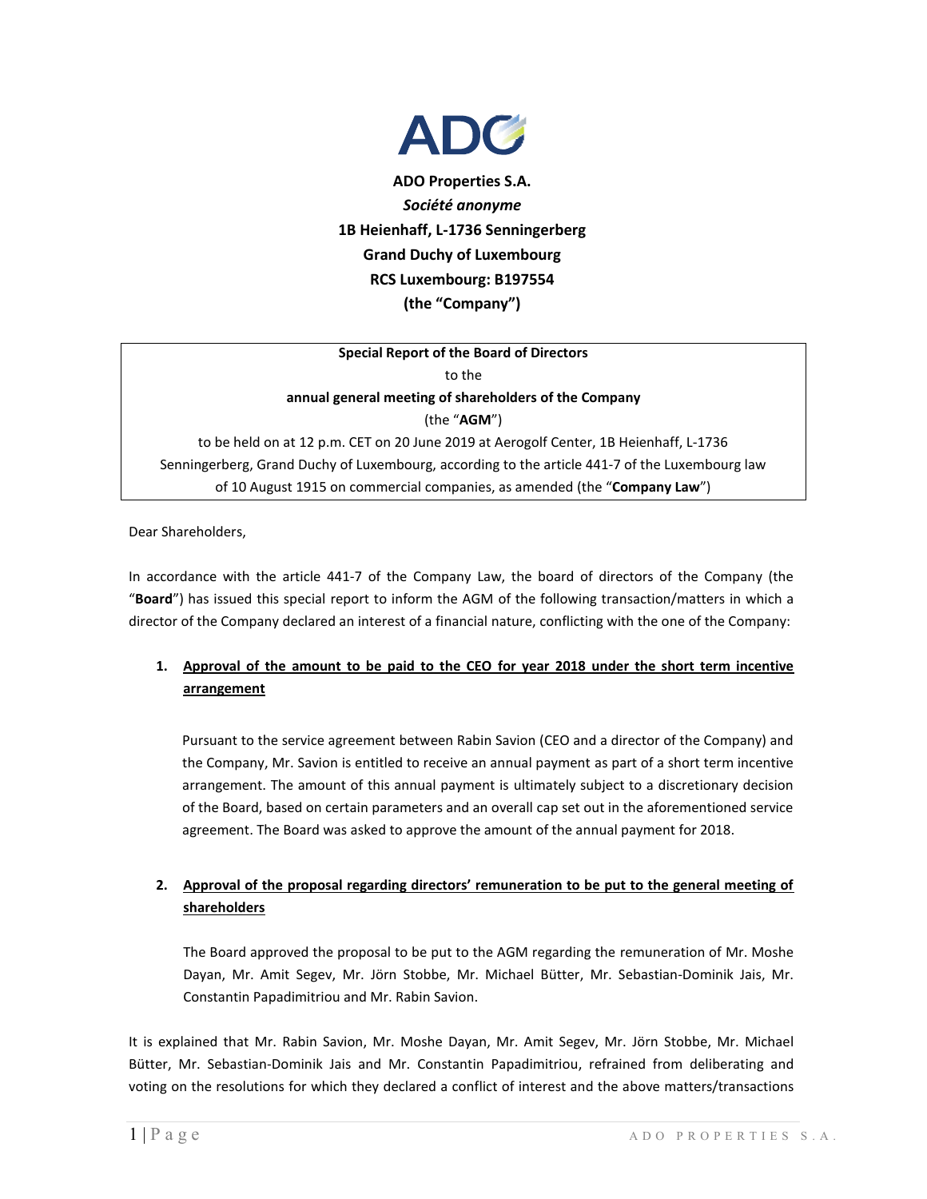**ADO Properties S.A.**
***Société anonyme***
**1B Heienhaff, L-1736 Senningerberg**
**Grand Duchy of Luxembourg**
**RCS Luxembourg: B197554**
**(the "Company")**

**Special Report of the Board of Directors**
to the
**annual general meeting of shareholders of the Company**
(the "**AGM**")
to be held on at 12 p.m. CET on 20 June 2019 at Aerogolf Center, 1B Heienhaff, L-1736 Senningerberg, Grand Duchy of Luxembourg, according to the article 441-7 of the Luxembourg law of 10 August 1915 on commercial companies, as amended (the "**Company Law**")

Dear Shareholders,

In accordance with the article 441-7 of the Company Law, the board of directors of the Company (the "**Board**") has issued this special report to inform the AGM of the following transaction/matters in which a director of the Company declared an interest of a financial nature, conflicting with the one of the Company:

1. **Approval of the amount to be paid to the CEO for year 2018 under the short term incentive arrangement**

   Pursuant to the service agreement between Rabin Savion (CEO and a director of the Company) and the Company, Mr. Savion is entitled to receive an annual payment as part of a short term incentive arrangement. The amount of this annual payment is ultimately subject to a discretionary decision of the Board, based on certain parameters and an overall cap set out in the aforementioned service agreement. The Board was asked to approve the amount of the annual payment for 2018.

2. **Approval of the proposal regarding directors' remuneration to be put to the general meeting of shareholders**

   The Board approved the proposal to be put to the AGM regarding the remuneration of Mr. Moshe Dayan, Mr. Amit Segev, Mr. Jörn Stobbe, Mr. Michael Bütter, Mr. Sebastian-Dominik Jais, Mr. Constantin Papadimitriou and Mr. Rabin Savion.

It is explained that Mr. Rabin Savion, Mr. Moshe Dayan, Mr. Amit Segev, Mr. Jörn Stobbe, Mr. Michael Bütter, Mr. Sebastian-Dominik Jais and Mr. Constantin Papadimitriou, refrained from deliberating and voting on the resolutions for which they declared a conflict of interest and the above matters/transactions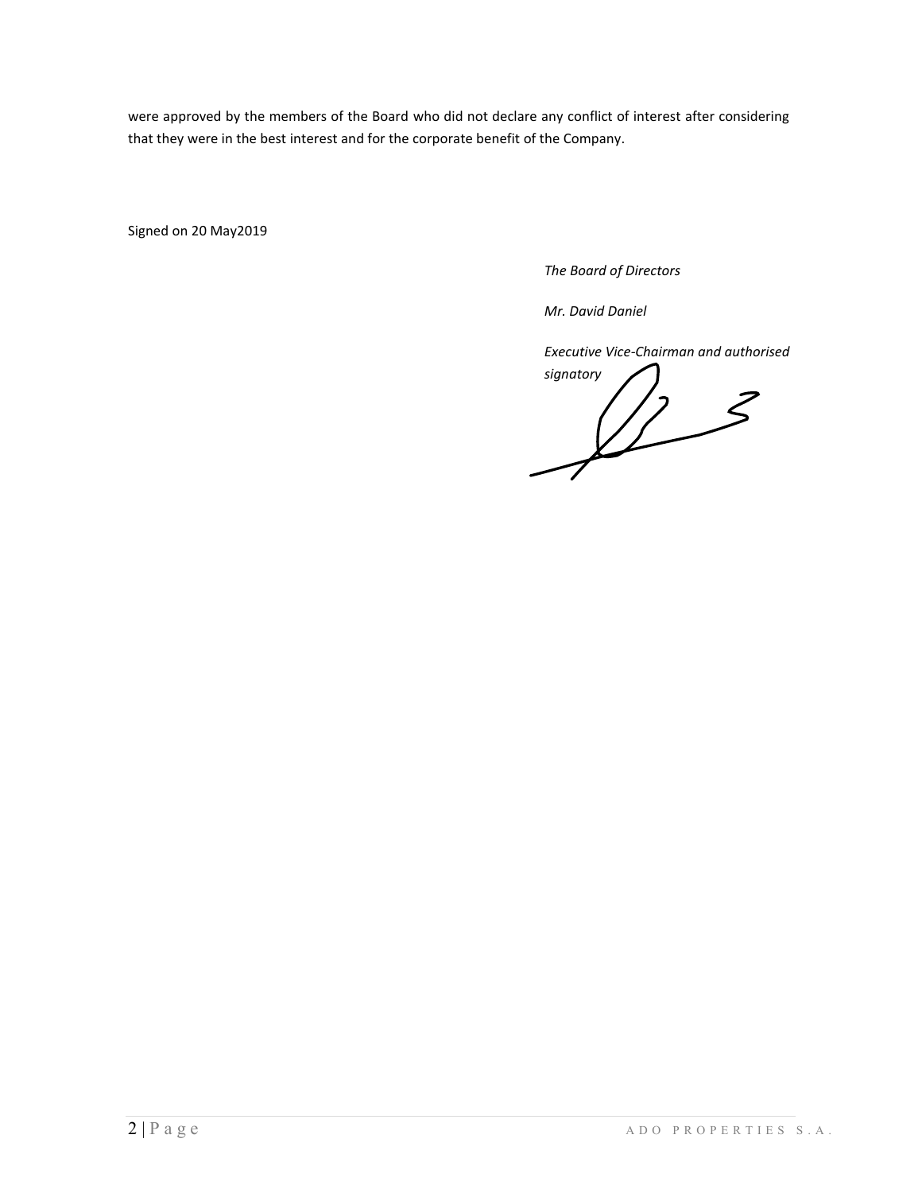were approved by the members of the Board who did not declare any conflict of interest after considering that they were in the best interest and for the corporate benefit of the Company.

Signed on 20 May2019

*The Board of Directors*

*Mr. David Daniel*

*Executive Vice-Chairman and authorised signatory*